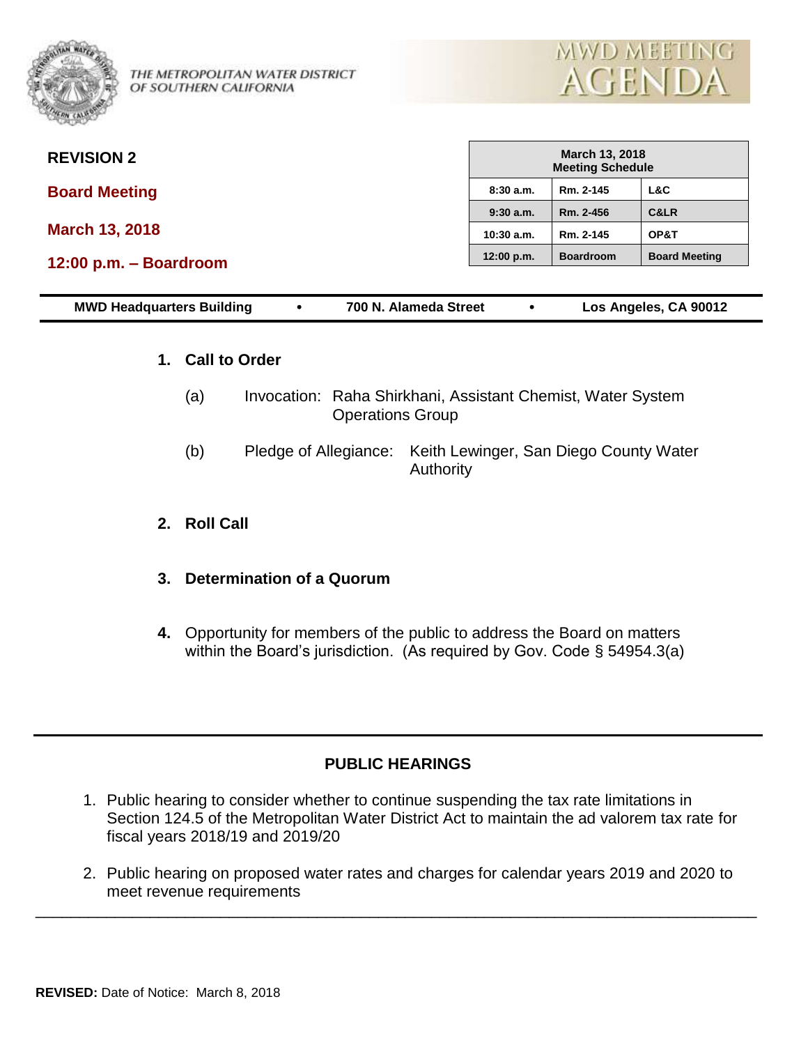THE METROPOLITAN WATER DISTRICT OF SOUTHERN CALIFORNIA

# MWD MEETING AGENDA

**REVISION 2**

**Board Meeting**

**March 13, 2018**

**12:00 p.m. – Boardroom**

| March 13, 2018 Meeting Schedule | | |
|---|---|---|
| 8:30 a.m. | Rm. 2-145 | L&C |
| 9:30 a.m. | Rm. 2-456 | C&LR |
| 10:30 a.m. | Rm. 2-145 | OP&T |
| 12:00 p.m. | Boardroom | Board Meeting |

**MWD Headquarters Building • 700 N. Alameda Street • Los Angeles, CA 90012**

## 1. Call to Order

(a) Invocation: Raha Shirkhani, Assistant Chemist, Water System Operations Group

(b) Pledge of Allegiance: Keith Lewinger, San Diego County Water Authority

## 2. Roll Call

## 3. Determination of a Quorum

**4.** Opportunity for members of the public to address the Board on matters within the Board's jurisdiction. (As required by Gov. Code § 54954.3(a)

---

## PUBLIC HEARINGS

1. Public hearing to consider whether to continue suspending the tax rate limitations in Section 124.5 of the Metropolitan Water District Act to maintain the ad valorem tax rate for fiscal years 2018/19 and 2019/20

2. Public hearing on proposed water rates and charges for calendar years 2019 and 2020 to meet revenue requirements

---

**REVISED:** Date of Notice: March 8, 2018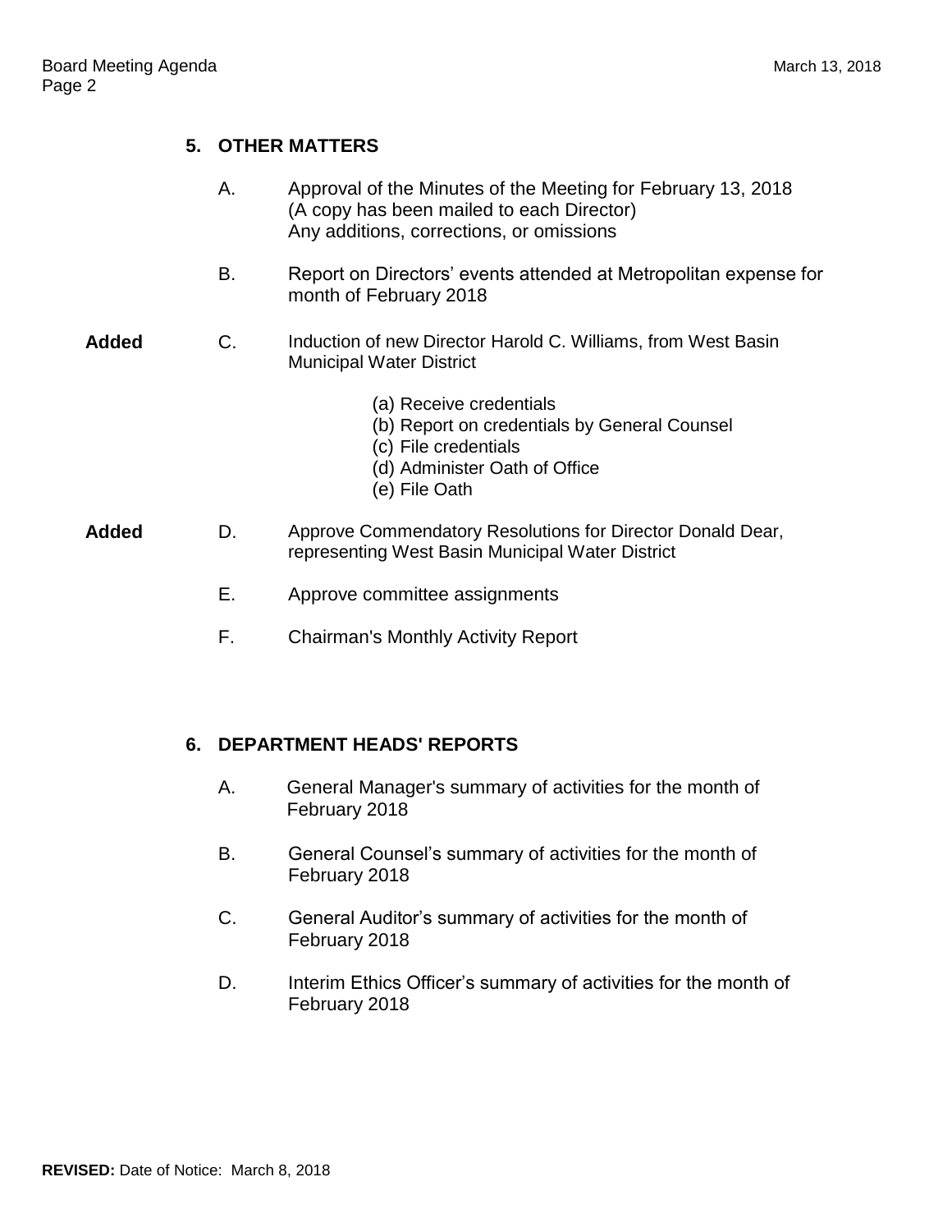## 5. OTHER MATTERS

A. Approval of the Minutes of the Meeting for February 13, 2018
(A copy has been mailed to each Director)
Any additions, corrections, or omissions

B. Report on Directors' events attended at Metropolitan expense for month of February 2018

**Added** C. Induction of new Director Harold C. Williams, from West Basin Municipal Water District

(a) Receive credentials
(b) Report on credentials by General Counsel
(c) File credentials
(d) Administer Oath of Office
(e) File Oath

**Added** D. Approve Commendatory Resolutions for Director Donald Dear, representing West Basin Municipal Water District

E. Approve committee assignments

F. Chairman's Monthly Activity Report

## 6. DEPARTMENT HEADS' REPORTS

A. General Manager's summary of activities for the month of February 2018

B. General Counsel's summary of activities for the month of February 2018

C. General Auditor's summary of activities for the month of February 2018

D. Interim Ethics Officer's summary of activities for the month of February 2018

**REVISED:** Date of Notice: March 8, 2018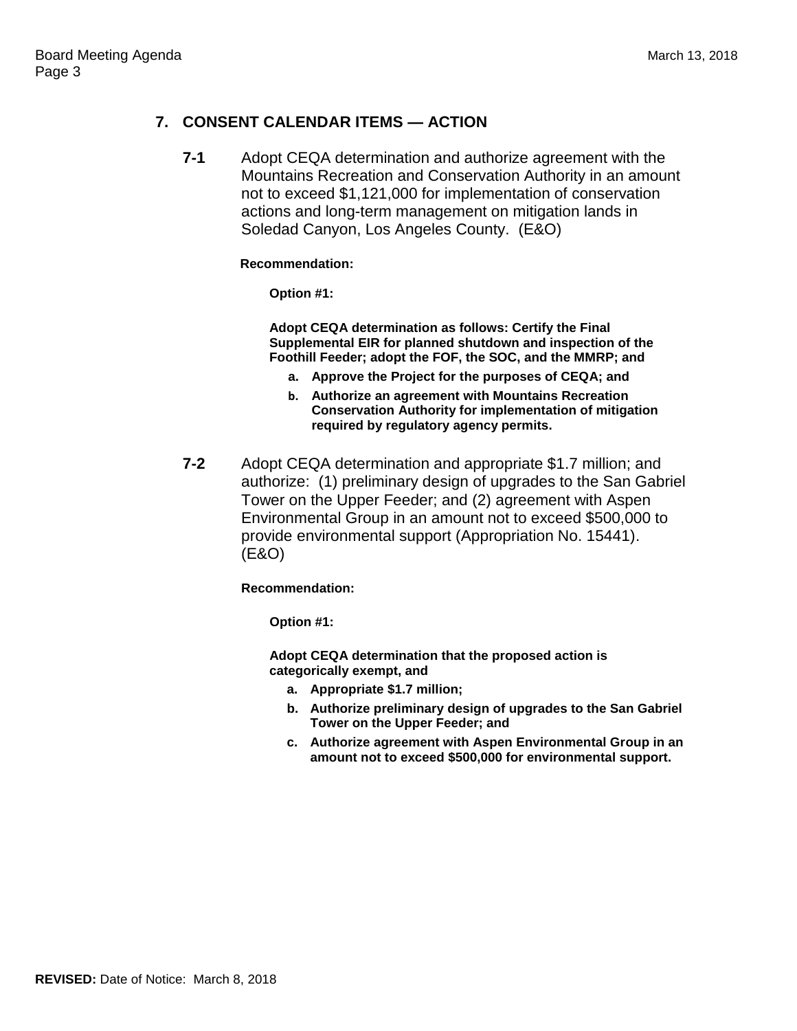## 7. CONSENT CALENDAR ITEMS — ACTION

**7-1** Adopt CEQA determination and authorize agreement with the Mountains Recreation and Conservation Authority in an amount not to exceed $1,121,000 for implementation of conservation actions and long-term management on mitigation lands in Soledad Canyon, Los Angeles County. (E&O)

**Recommendation:**

**Option #1:**

**Adopt CEQA determination as follows: Certify the Final Supplemental EIR for planned shutdown and inspection of the Foothill Feeder; adopt the FOF, the SOC, and the MMRP; and**

- **a. Approve the Project for the purposes of CEQA; and**
- **b. Authorize an agreement with Mountains Recreation Conservation Authority for implementation of mitigation required by regulatory agency permits.**

**7-2** Adopt CEQA determination and appropriate $1.7 million; and authorize: (1) preliminary design of upgrades to the San Gabriel Tower on the Upper Feeder; and (2) agreement with Aspen Environmental Group in an amount not to exceed $500,000 to provide environmental support (Appropriation No. 15441). (E&O)

**Recommendation:**

**Option #1:**

**Adopt CEQA determination that the proposed action is categorically exempt, and**

- **a. Appropriate $1.7 million;**
- **b. Authorize preliminary design of upgrades to the San Gabriel Tower on the Upper Feeder; and**
- **c. Authorize agreement with Aspen Environmental Group in an amount not to exceed $500,000 for environmental support.**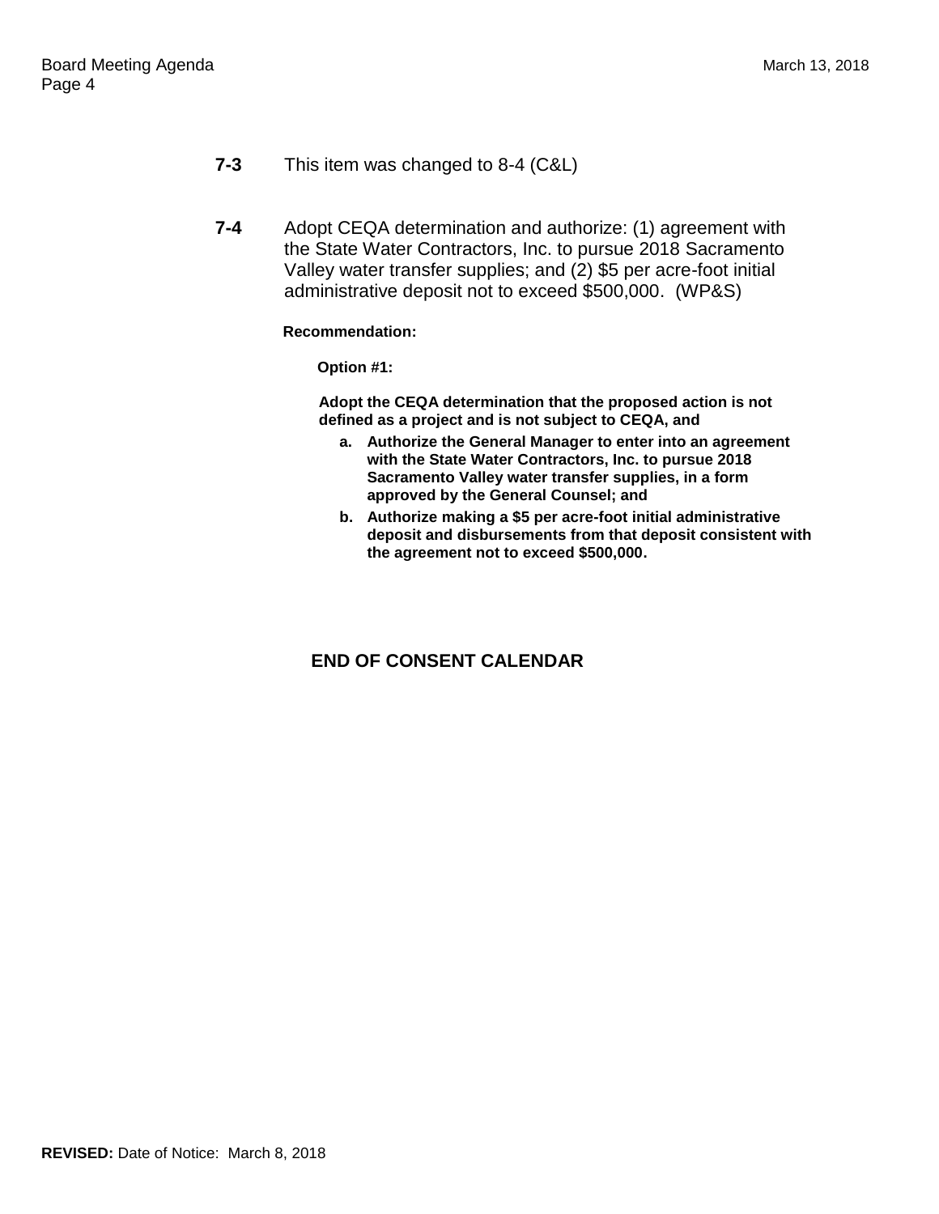**7-3** This item was changed to 8-4 (C&L)

**7-4** Adopt CEQA determination and authorize: (1) agreement with the State Water Contractors, Inc. to pursue 2018 Sacramento Valley water transfer supplies; and (2) $5 per acre-foot initial administrative deposit not to exceed $500,000. (WP&S)

**Recommendation:**

**Option #1:**

**Adopt the CEQA determination that the proposed action is not defined as a project and is not subject to CEQA, and**

- **a. Authorize the General Manager to enter into an agreement with the State Water Contractors, Inc. to pursue 2018 Sacramento Valley water transfer supplies, in a form approved by the General Counsel; and**
- **b. Authorize making a $5 per acre-foot initial administrative deposit and disbursements from that deposit consistent with the agreement not to exceed $500,000.**

## END OF CONSENT CALENDAR

**REVISED:** Date of Notice: March 8, 2018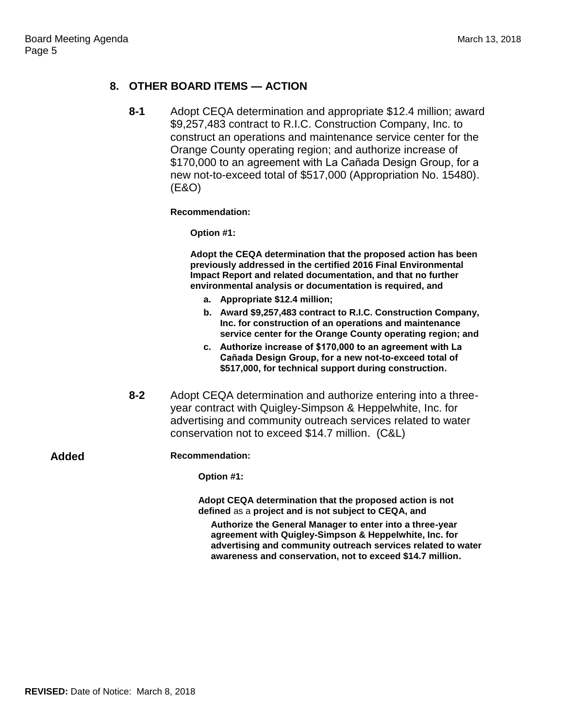## 8. OTHER BOARD ITEMS — ACTION

**8-1** Adopt CEQA determination and appropriate \$12.4 million; award \$9,257,483 contract to R.I.C. Construction Company, Inc. to construct an operations and maintenance service center for the Orange County operating region; and authorize increase of \$170,000 to an agreement with La Cañada Design Group, for a new not-to-exceed total of \$517,000 (Appropriation No. 15480). (E&O)

**Recommendation:**

**Option #1:**

**Adopt the CEQA determination that the proposed action has been previously addressed in the certified 2016 Final Environmental Impact Report and related documentation, and that no further environmental analysis or documentation is required, and**

a. **Appropriate \$12.4 million;**
b. **Award \$9,257,483 contract to R.I.C. Construction Company, Inc. for construction of an operations and maintenance service center for the Orange County operating region; and**
c. **Authorize increase of \$170,000 to an agreement with La Cañada Design Group, for a new not-to-exceed total of \$517,000, for technical support during construction.**

**8-2** Adopt CEQA determination and authorize entering into a three-year contract with Quigley-Simpson & Heppelwhite, Inc. for advertising and community outreach services related to water conservation not to exceed \$14.7 million. (C&L)

**Added**

**Recommendation:**

**Option #1:**

**Adopt CEQA determination that the proposed action is not defined** as a **project and is not subject to CEQA, and**

**Authorize the General Manager to enter into a three-year agreement with Quigley-Simpson & Heppelwhite, Inc. for advertising and community outreach services related to water awareness and conservation, not to exceed \$14.7 million.**

**REVISED:** Date of Notice: March 8, 2018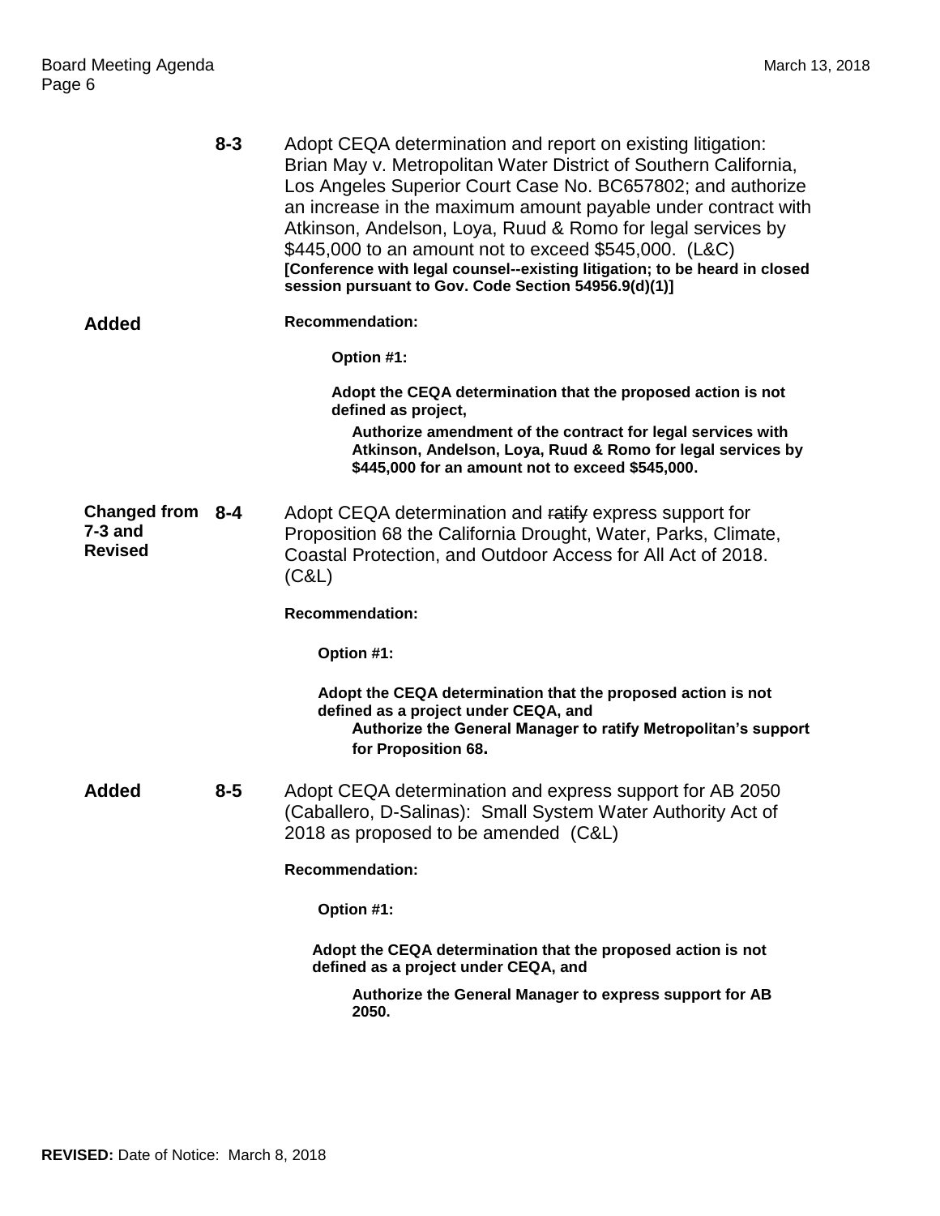**8-3** Adopt CEQA determination and report on existing litigation: Brian May v. Metropolitan Water District of Southern California, Los Angeles Superior Court Case No. BC657802; and authorize an increase in the maximum amount payable under contract with Atkinson, Andelson, Loya, Ruud & Romo for legal services by $445,000 to an amount not to exceed $545,000. (L&C)
**[Conference with legal counsel--existing litigation; to be heard in closed session pursuant to Gov. Code Section 54956.9(d)(1)]**

**Added**

**Recommendation:**

**Option #1:**

**Adopt the CEQA determination that the proposed action is not defined as project,**

**Authorize amendment of the contract for legal services with Atkinson, Andelson, Loya, Ruud & Romo for legal services by $445,000 for an amount not to exceed $545,000.**

**Changed from 7-3 and Revised**

**8-4** Adopt CEQA determination and ~~ratify~~ express support for Proposition 68 the California Drought, Water, Parks, Climate, Coastal Protection, and Outdoor Access for All Act of 2018. (C&L)

**Recommendation:**

**Option #1:**

**Adopt the CEQA determination that the proposed action is not defined as a project under CEQA, and**

**Authorize the General Manager to ratify Metropolitan's support for Proposition 68.**

**Added**

**8-5** Adopt CEQA determination and express support for AB 2050 (Caballero, D-Salinas): Small System Water Authority Act of 2018 as proposed to be amended (C&L)

**Recommendation:**

**Option #1:**

**Adopt the CEQA determination that the proposed action is not defined as a project under CEQA, and**

**Authorize the General Manager to express support for AB 2050.**

**REVISED:** Date of Notice: March 8, 2018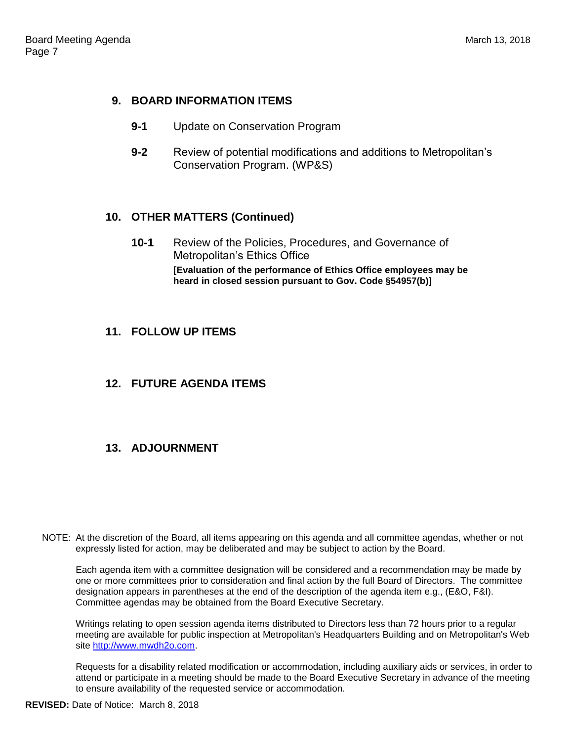## 9. BOARD INFORMATION ITEMS

**9-1** Update on Conservation Program

**9-2** Review of potential modifications and additions to Metropolitan's Conservation Program. (WP&S)

## 10. OTHER MATTERS (Continued)

**10-1** Review of the Policies, Procedures, and Governance of Metropolitan's Ethics Office
**[Evaluation of the performance of Ethics Office employees may be heard in closed session pursuant to Gov. Code §54957(b)]**

## 11. FOLLOW UP ITEMS

## 12. FUTURE AGENDA ITEMS

## 13. ADJOURNMENT

NOTE: At the discretion of the Board, all items appearing on this agenda and all committee agendas, whether or not expressly listed for action, may be deliberated and may be subject to action by the Board.

Each agenda item with a committee designation will be considered and a recommendation may be made by one or more committees prior to consideration and final action by the full Board of Directors. The committee designation appears in parentheses at the end of the description of the agenda item e.g., (E&O, F&I). Committee agendas may be obtained from the Board Executive Secretary.

Writings relating to open session agenda items distributed to Directors less than 72 hours prior to a regular meeting are available for public inspection at Metropolitan's Headquarters Building and on Metropolitan's Web site http://www.mwdh2o.com.

Requests for a disability related modification or accommodation, including auxiliary aids or services, in order to attend or participate in a meeting should be made to the Board Executive Secretary in advance of the meeting to ensure availability of the requested service or accommodation.

**REVISED:** Date of Notice: March 8, 2018